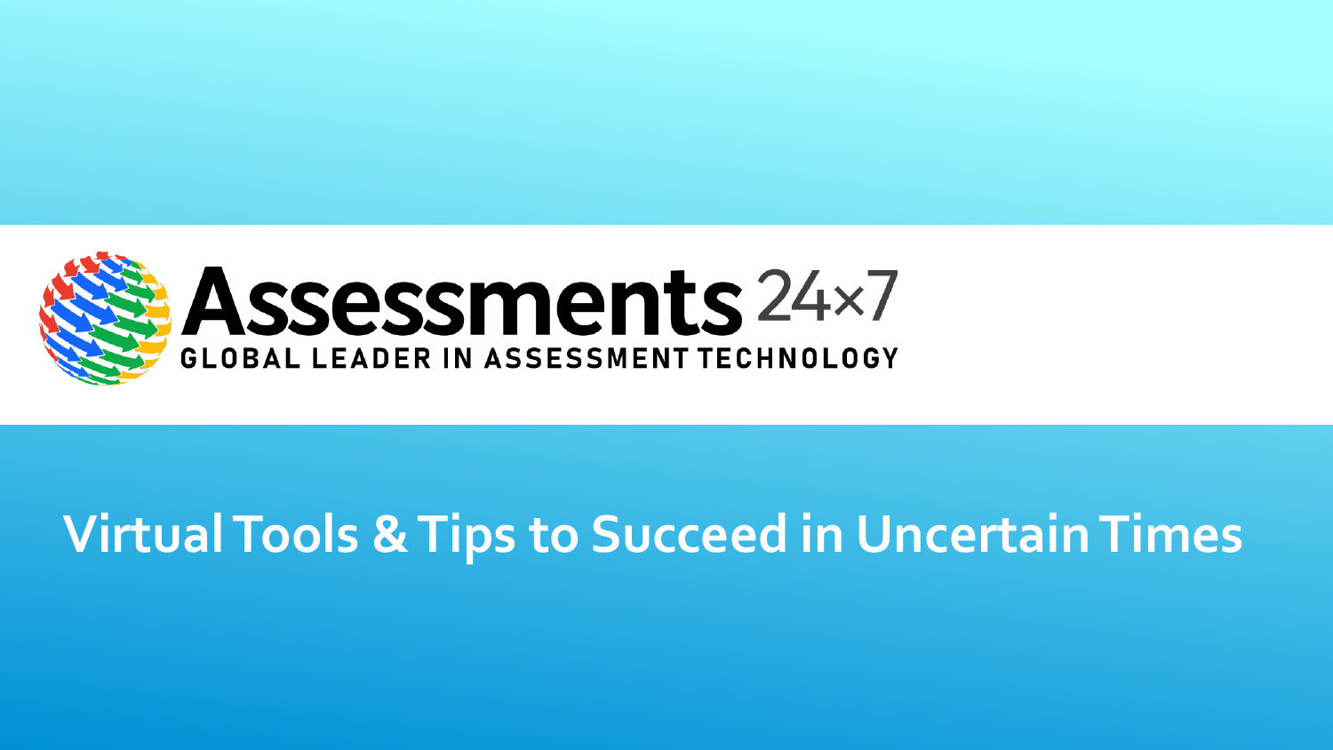Assessments 24×7

GLOBAL LEADER IN ASSESSMENT TECHNOLOGY

# Virtual Tools & Tips to Succeed in Uncertain Times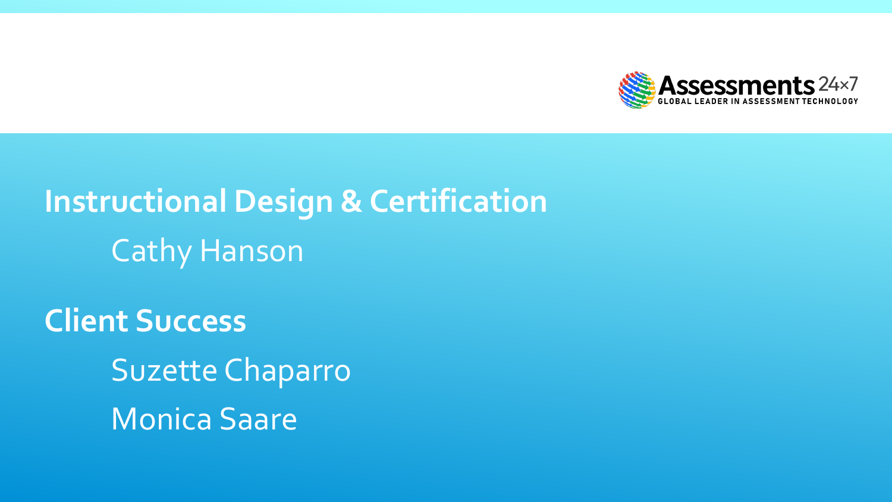Assessments 24×7
GLOBAL LEADER IN ASSESSMENT TECHNOLOGY

**Instructional Design & Certification**

Cathy Hanson

**Client Success**

Suzette Chaparro

Monica Saare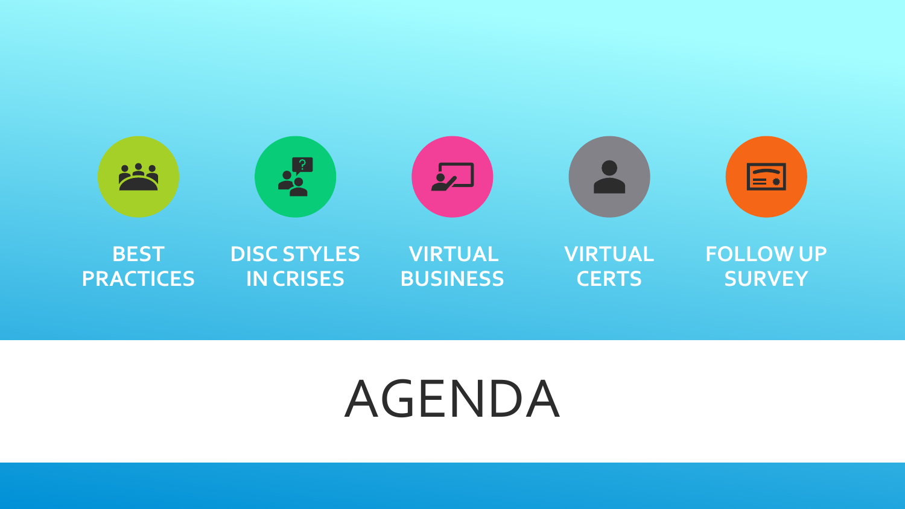# AGENDA

- BEST PRACTICES
- DISC STYLES IN CRISES
- VIRTUAL BUSINESS
- VIRTUAL CERTS
- FOLLOW UP SURVEY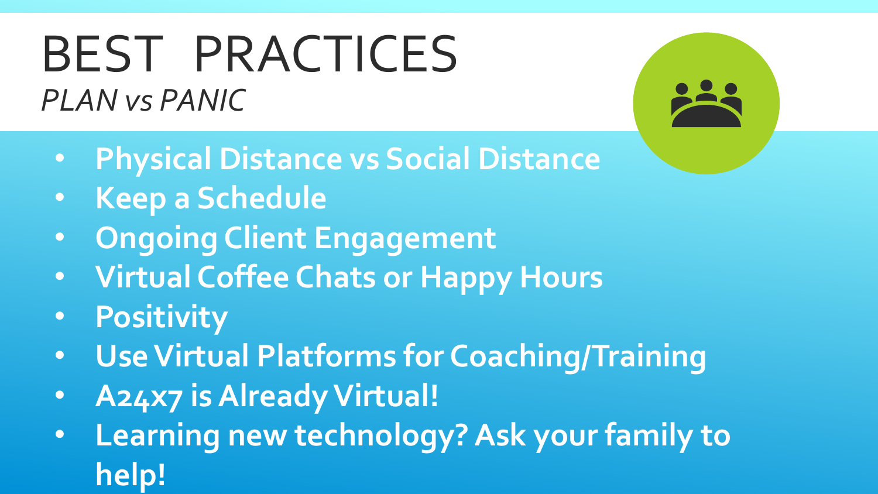# BEST PRACTICES

*PLAN vs PANIC*

- **Physical Distance vs Social Distance**
- **Keep a Schedule**
- **Ongoing Client Engagement**
- **Virtual Coffee Chats or Happy Hours**
- **Positivity**
- **Use Virtual Platforms for Coaching/Training**
- **A24x7 is Already Virtual!**
- **Learning new technology? Ask your family to help!**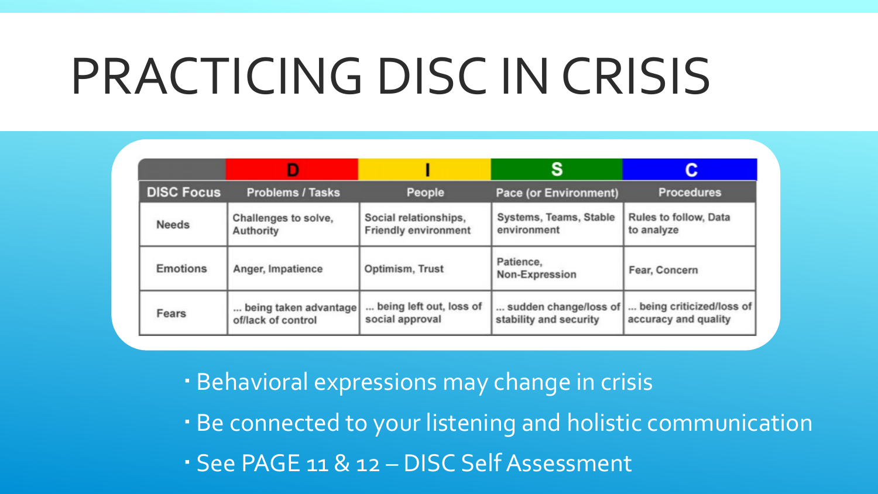# PRACTICING DISC IN CRISIS

| | D | I | S | C |
|---|---|---|---|---|
| DISC Focus | Problems / Tasks | People | Pace (or Environment) | Procedures |
| Needs | Challenges to solve, Authority | Social relationships, Friendly environment | Systems, Teams, Stable environment | Rules to follow, Data to analyze |
| Emotions | Anger, Impatience | Optimism, Trust | Patience, Non-Expression | Fear, Concern |
| Fears | ... being taken advantage of/lack of control | ... being left out, loss of social approval | ... sudden change/loss of stability and security | ... being criticized/loss of accuracy and quality |

- Behavioral expressions may change in crisis
- Be connected to your listening and holistic communication
- See PAGE 11 & 12 – DISC Self Assessment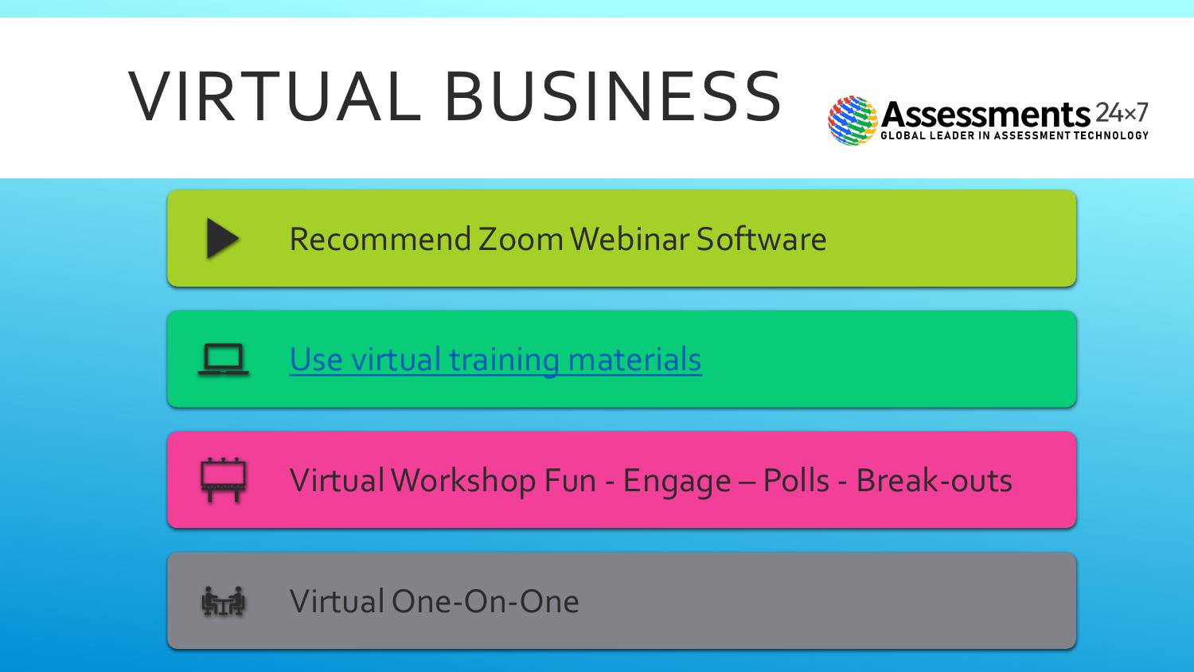# VIRTUAL BUSINESS

Assessments 24×7
GLOBAL LEADER IN ASSESSMENT TECHNOLOGY

- Recommend Zoom Webinar Software
- Use virtual training materials
- Virtual Workshop Fun - Engage – Polls - Break-outs
- Virtual One-On-One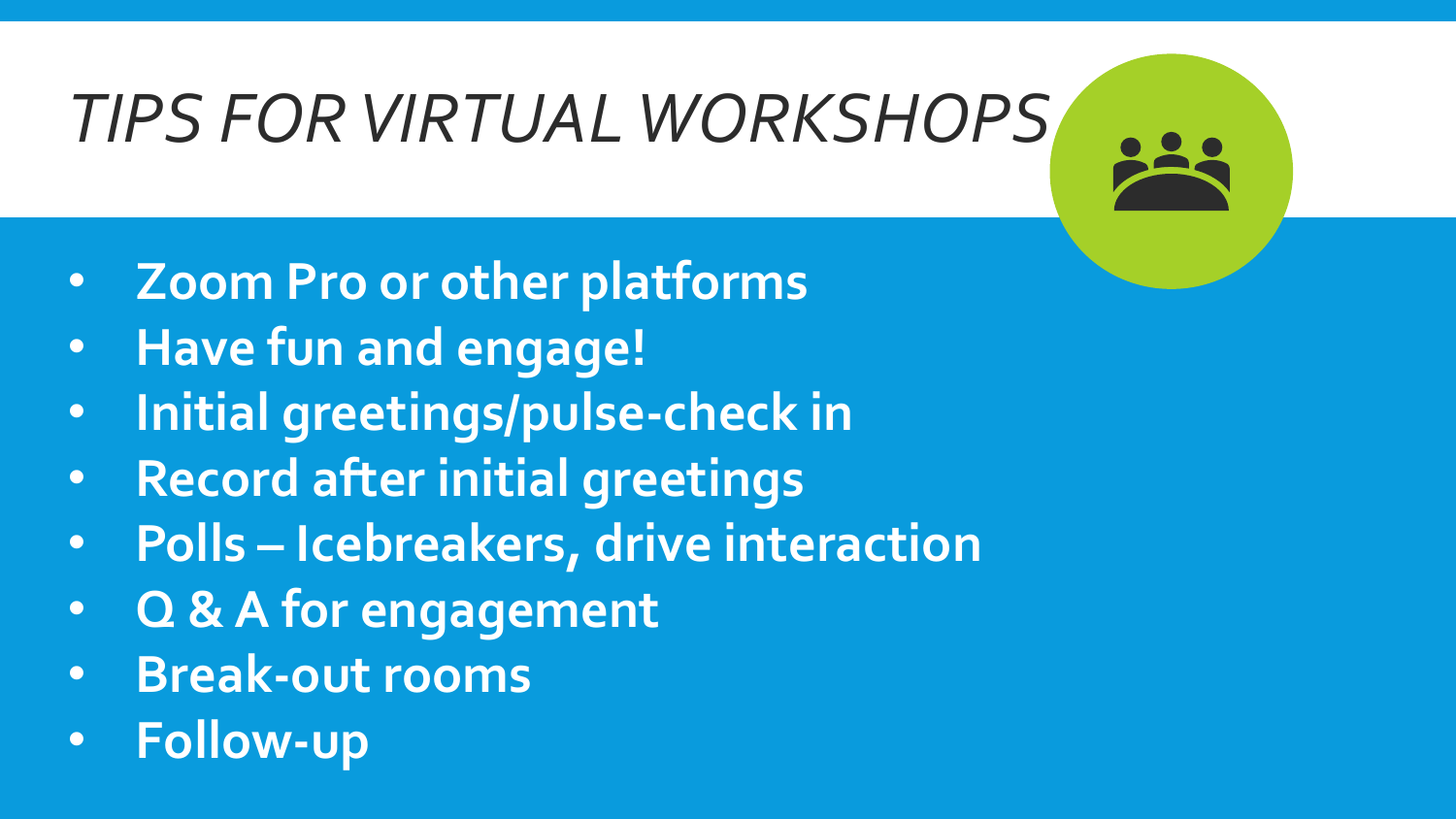# *TIPS FOR VIRTUAL WORKSHOPS*

- **Zoom Pro or other platforms**
- **Have fun and engage!**
- **Initial greetings/pulse-check in**
- **Record after initial greetings**
- **Polls – Icebreakers, drive interaction**
- **Q & A for engagement**
- **Break-out rooms**
- **Follow-up**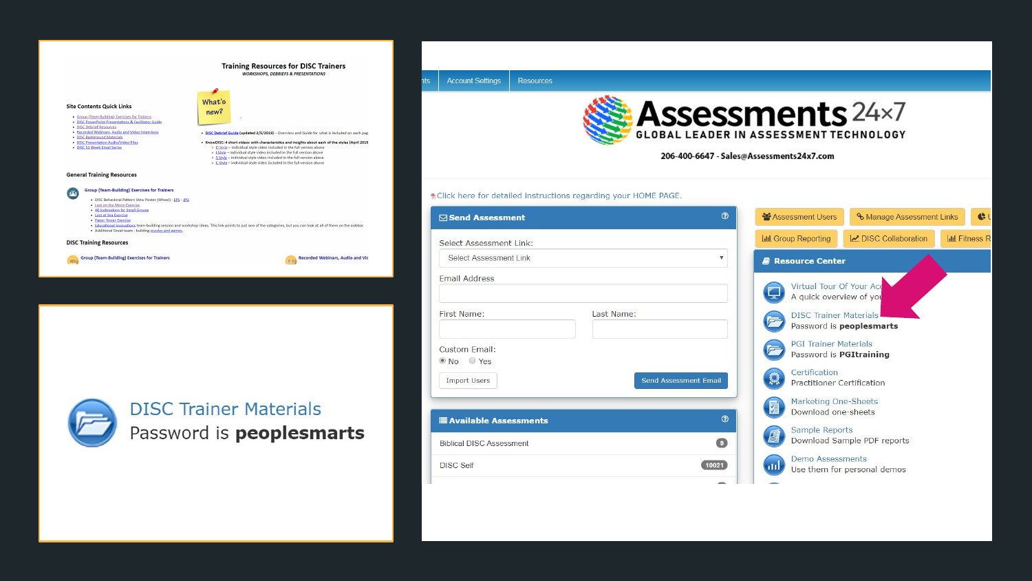**Training Resources for DISC Trainers**

*WORKSHOPS, DEBRIEFS & PRESENTATIONS*

**Site Contents Quick Links**

- Group (Team-Building) Exercises for Trainers
- DISC PowerPoint Presentations & Facilitator Guide
- DISC Debrief Resources
- Recorded Webinars, Audio and Video Interviews
- DISC Background Materials
- DISC Presentation Audio/Video Files
- DISC 12 Week Email Series

What's new?

- DISC Debrief Guide (updated 2/5/2019) – Overview and Guide for what is included on each pag
- KnowDISC: 4 short videos with characteristics and insights about each of the styles (April 2019
  - D Style – individual style video included in the full version above
  - I Style – individual style video included in the full version above
  - S Style – individual style video included in the full version above
  - C Style – individual style video included in the full version above

**General Training Resources**

**Group (Team-Building) Exercises for Trainers**

- DISC Behavioral Pattern View Poster (Wheel) - EPS - JPG
- Lost on the Moon Exercise
- 40 Icebreakers for Small Groups
- Lost at Sea Exercise
- Paper Tower Exercise
- Educational Innovations team-building session and workshop ideas. This link points to just one of the categories, but you can look at all of them on the sidebar.
- Additional Great team - building puzzles and games.

**DISC Training Resources**

Group (Team-Building) Exercises for Trainers

Recorded Webinars, Audio and Vic

DISC Trainer Materials
Password is **peoplesmarts**

---

Account Settings | Resources

**Assessments 24x7**
**GLOBAL LEADER IN ASSESSMENT TECHNOLOGY**

206-400-6647 - Sales@Assessments24x7.com

Click here for detailed instructions regarding your HOME PAGE.

**Send Assessment**

Select Assessment Link:
Select Assessment Link

Email Address

First Name:   Last Name:

Custom Email:
No   Yes

Import Users   Send Assessment Email

**Available Assessments**

| Assessment | Count |
| --- | --- |
| Biblical DISC Assessment | 9 |
| DISC Self | 10021 |

Assessment Users | Manage Assessment Links | Group Reporting | DISC Collaboration | Fitness R

**Resource Center**

- Virtual Tour Of Your Ac
  A quick overview of you
- DISC Trainer Materials
  Password is **peoplesmarts**
- PGI Trainer Materials
  Password is **PGItraining**
- Certification
  Practitioner Certification
- Marketing One-Sheets
  Download one-sheets
- Sample Reports
  Download Sample PDF reports
- Demo Assessments
  Use them for personal demos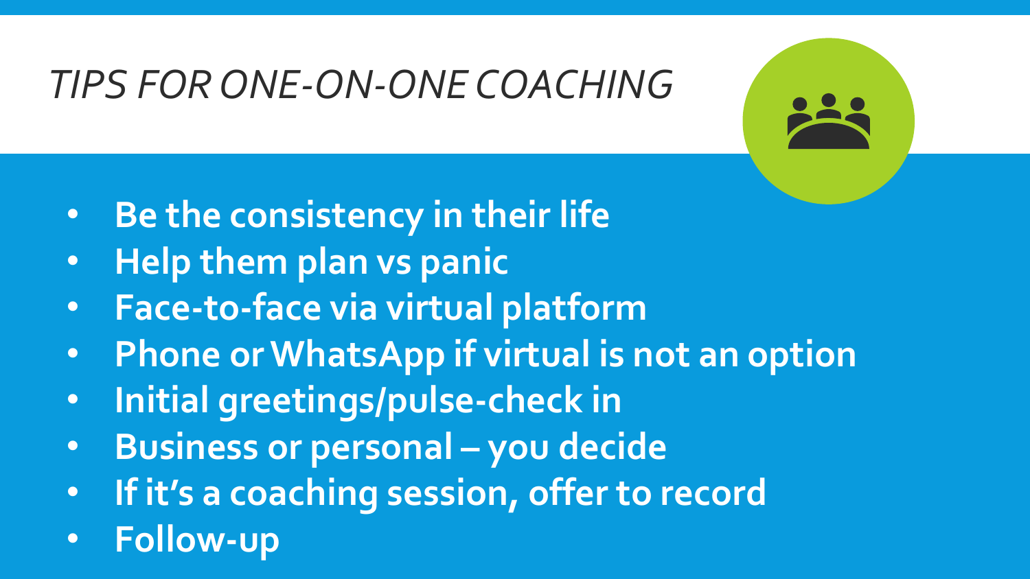# *TIPS FOR ONE-ON-ONE COACHING*

- **Be the consistency in their life**
- **Help them plan vs panic**
- **Face-to-face via virtual platform**
- **Phone or WhatsApp if virtual is not an option**
- **Initial greetings/pulse-check in**
- **Business or personal – you decide**
- **If it's a coaching session, offer to record**
- **Follow-up**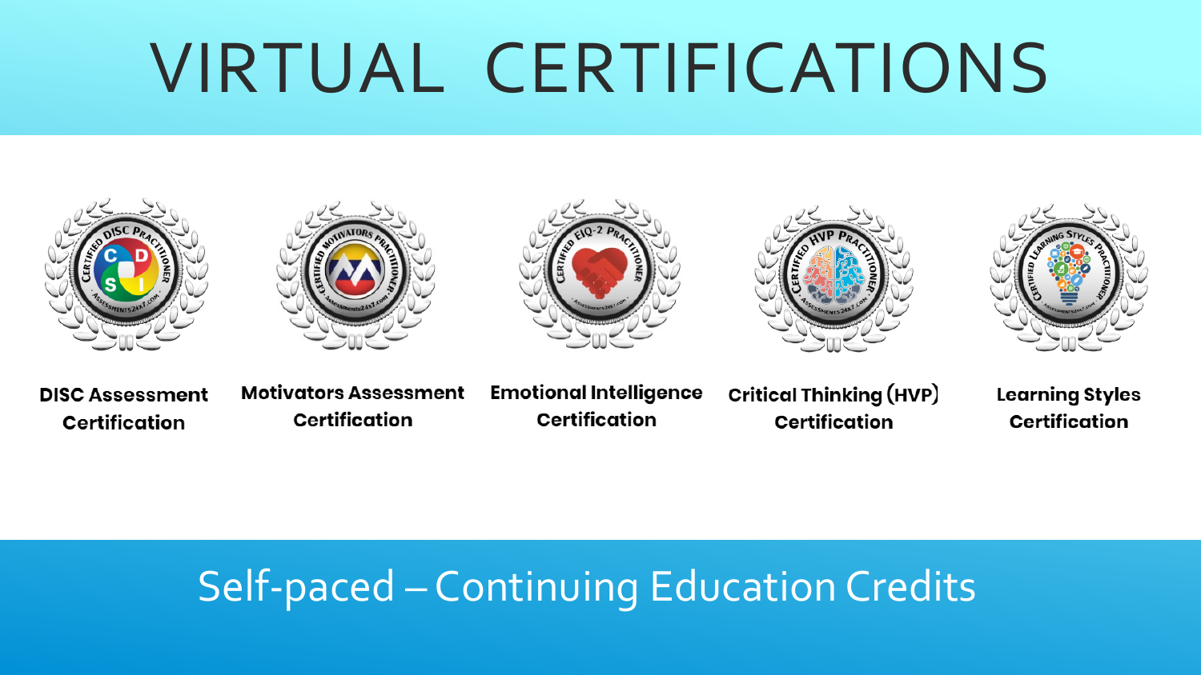# VIRTUAL CERTIFICATIONS

**DISC Assessment Certification**

**Motivators Assessment Certification**

**Emotional Intelligence Certification**

**Critical Thinking (HVP) Certification**

**Learning Styles Certification**

Self-paced – Continuing Education Credits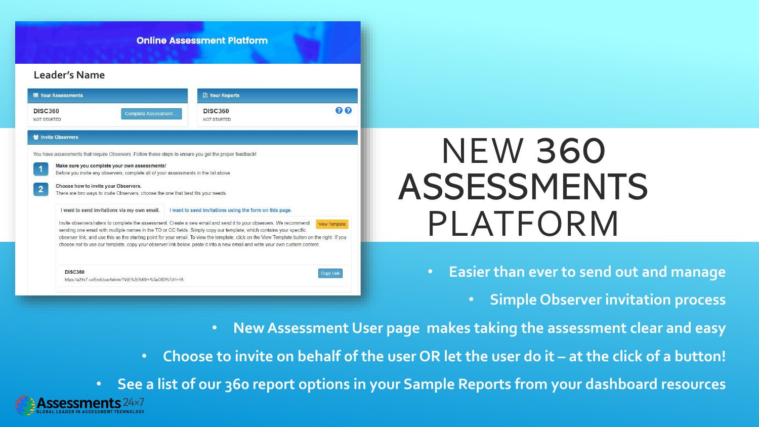# NEW 360 ASSESSMENTS PLATFORM

Online Assessment Platform

Leader's Name

Your Assessments

DISC360
NOT STARTED

Complete Assessment ...

Your Reports

DISC360
NOT STARTED

Invite Observers

You have assessments that require Observers. Follow these steps to ensure you get the proper feedback!

1. **Make sure you complete your own assessments!**
   Before you invite any observers, complete all of your assessments in the list above.
2. **Choose how to invite your Observers.**
   There are two ways to invite Observers, choose the one that best fits your needs.

I want to send invitations via my own email. | I want to send invitations using the form on this page.

Invite observers/raters to complete the assessment. Create a new email and send it to your observers. We recommend sending one email with multiple names in the TO or CC fields. Simply copy our template, which contains your specific observer link, and use this as the starting point for your email. To view the template, click on the View Template button on the right. If you choose not to use our template, copy your observer link below, paste it into a new email and write your own custom content.

View Template

DISC360
https://a24x7.co/EndUserAdmin/?V)E%2c%60!+%3aOB3%7d1==R

Copy Link

- Easier than ever to send out and manage
- Simple Observer invitation process
- New Assessment User page makes taking the assessment clear and easy
- Choose to invite on behalf of the user OR let the user do it – at the click of a button!
- See a list of our 360 report options in your Sample Reports from your dashboard resources

Assessments 24x7
GLOBAL LEADER IN ASSESSMENT TECHNOLOGY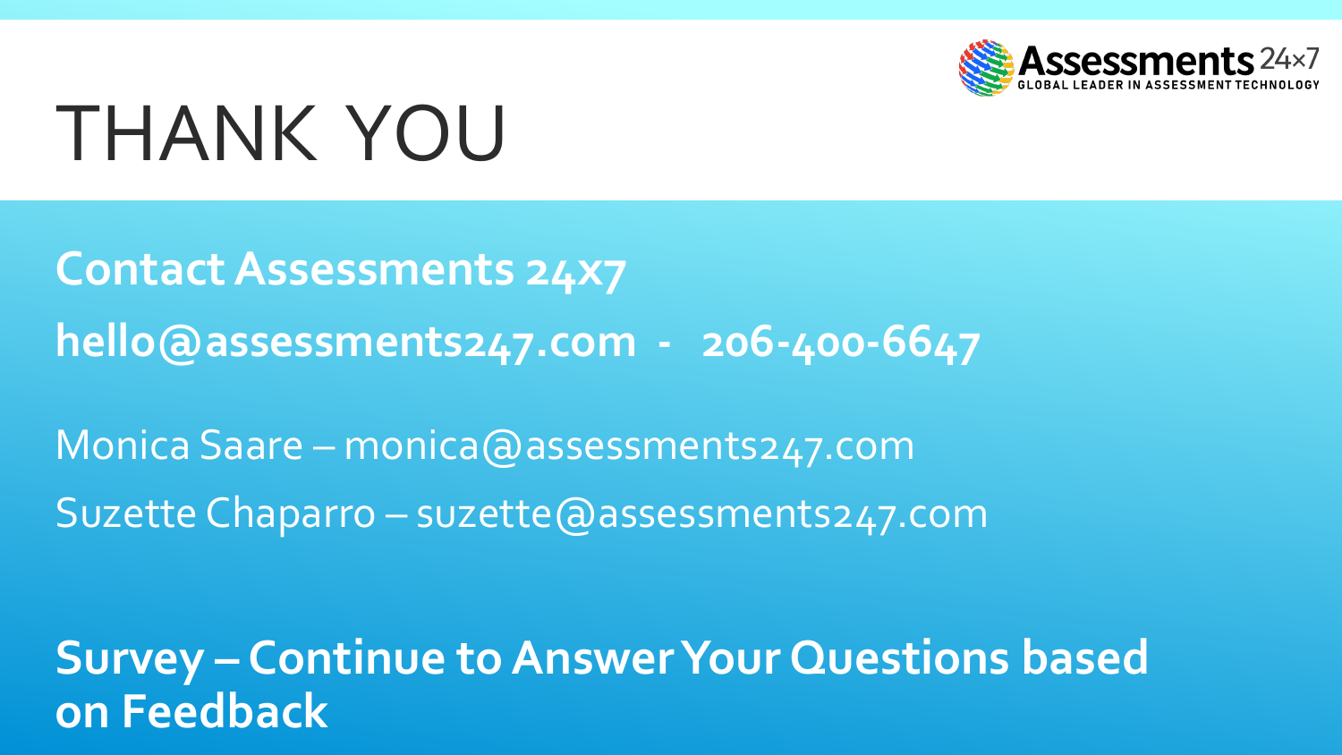# THANK YOU

Assessments 24×7
GLOBAL LEADER IN ASSESSMENT TECHNOLOGY

**Contact Assessments 24x7**

**hello@assessments247.com - 206-400-6647**

Monica Saare – monica@assessments247.com

Suzette Chaparro – suzette@assessments247.com

**Survey – Continue to Answer Your Questions based on Feedback**